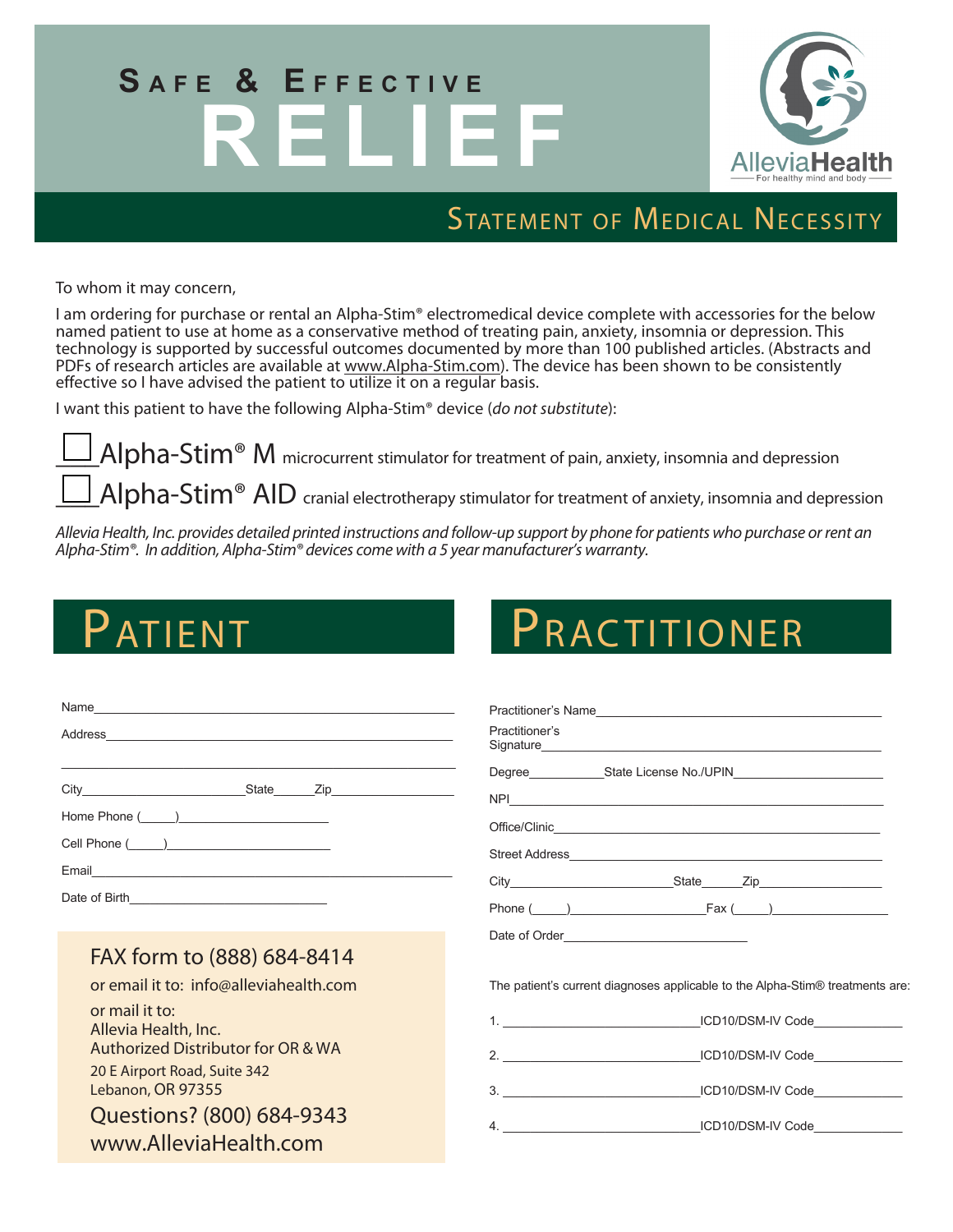# Safe & Effective RELIEF

AlleviaHealth
For healthy mind and body

## Statement of Medical Necessity

To whom it may concern,

I am ordering for purchase or rental an Alpha-Stim® electromedical device complete with accessories for the below named patient to use at home as a conservative method of treating pain, anxiety, insomnia or depression. This technology is supported by successful outcomes documented by more than 100 published articles. (Abstracts and PDFs of research articles are available at www.Alpha-Stim.com). The device has been shown to be consistently effective so I have advised the patient to utilize it on a regular basis.

I want this patient to have the following Alpha-Stim® device (*do not substitute*):

☐ **Alpha-Stim® M** microcurrent stimulator for treatment of pain, anxiety, insomnia and depression

☐ **Alpha-Stim® AID** cranial electrotherapy stimulator for treatment of anxiety, insomnia and depression

*Allevia Health, Inc. provides detailed printed instructions and follow-up support by phone for patients who purchase or rent an Alpha-Stim®. In addition, Alpha-Stim® devices come with a 5 year manufacturer's warranty.*

## Patient

Name\_\_\_\_\_\_\_\_\_\_\_\_\_\_\_\_\_\_\_\_\_\_\_\_\_\_\_\_\_\_\_\_\_\_\_\_\_\_\_\_

Address\_\_\_\_\_\_\_\_\_\_\_\_\_\_\_\_\_\_\_\_\_\_\_\_\_\_\_\_\_\_\_\_\_\_\_\_\_\_

\_\_\_\_\_\_\_\_\_\_\_\_\_\_\_\_\_\_\_\_\_\_\_\_\_\_\_\_\_\_\_\_\_\_\_\_\_\_\_\_\_\_\_\_\_

City\_\_\_\_\_\_\_\_\_\_\_\_\_\_\_\_\_\_State\_\_\_\_\_Zip\_\_\_\_\_\_\_\_\_\_\_\_

Home Phone (\_\_\_\_\_)\_\_\_\_\_\_\_\_\_\_\_\_\_\_\_\_\_\_

Cell Phone (\_\_\_\_\_)\_\_\_\_\_\_\_\_\_\_\_\_\_\_\_\_\_\_\_

Email\_\_\_\_\_\_\_\_\_\_\_\_\_\_\_\_\_\_\_\_\_\_\_\_\_\_\_\_\_\_\_\_\_\_\_\_\_\_\_\_

Date of Birth\_\_\_\_\_\_\_\_\_\_\_\_\_\_\_\_\_\_\_\_\_\_\_

FAX form to (888) 684-8414

or email it to: info@alleviahealth.com

or mail it to:
Allevia Health, Inc.
Authorized Distributor for OR & WA
20 E Airport Road, Suite 342
Lebanon, OR 97355

Questions? (800) 684-9343
www.AlleviaHealth.com

## Practitioner

Practitioner's Name\_\_\_\_\_\_\_\_\_\_\_\_\_\_\_\_\_\_\_\_\_\_\_\_\_\_\_\_\_\_\_\_\_\_

Practitioner's Signature\_\_\_\_\_\_\_\_\_\_\_\_\_\_\_\_\_\_\_\_\_\_\_\_\_\_\_\_\_\_\_\_\_\_

Degree\_\_\_\_\_\_\_\_\_State License No./UPIN\_\_\_\_\_\_\_\_\_\_\_\_\_\_\_\_\_\_

NPI\_\_\_\_\_\_\_\_\_\_\_\_\_\_\_\_\_\_\_\_\_\_\_\_\_\_\_\_\_\_\_\_\_\_\_\_\_\_\_\_\_\_\_\_

Office/Clinic\_\_\_\_\_\_\_\_\_\_\_\_\_\_\_\_\_\_\_\_\_\_\_\_\_\_\_\_\_\_\_\_\_\_\_\_\_\_

Street Address\_\_\_\_\_\_\_\_\_\_\_\_\_\_\_\_\_\_\_\_\_\_\_\_\_\_\_\_\_\_\_\_\_\_\_\_\_

City\_\_\_\_\_\_\_\_\_\_\_\_\_\_\_\_\_\_State\_\_\_\_\_Zip\_\_\_\_\_\_\_\_\_\_\_\_

Phone (\_\_\_\_\_)\_\_\_\_\_\_\_\_\_\_\_\_\_\_\_Fax (\_\_\_\_\_)\_\_\_\_\_\_\_\_\_\_\_\_\_

Date of Order\_\_\_\_\_\_\_\_\_\_\_\_\_\_\_\_\_\_\_\_\_\_\_

The patient's current diagnoses applicable to the Alpha-Stim® treatments are:

1. \_\_\_\_\_\_\_\_\_\_\_\_\_\_\_\_\_\_\_\_\_\_\_\_ICD10/DSM-IV Code\_\_\_\_\_\_\_\_\_\_
2. \_\_\_\_\_\_\_\_\_\_\_\_\_\_\_\_\_\_\_\_\_\_\_\_ICD10/DSM-IV Code\_\_\_\_\_\_\_\_\_\_
3. \_\_\_\_\_\_\_\_\_\_\_\_\_\_\_\_\_\_\_\_\_\_\_\_ICD10/DSM-IV Code\_\_\_\_\_\_\_\_\_\_
4. \_\_\_\_\_\_\_\_\_\_\_\_\_\_\_\_\_\_\_\_\_\_\_\_ICD10/DSM-IV Code\_\_\_\_\_\_\_\_\_\_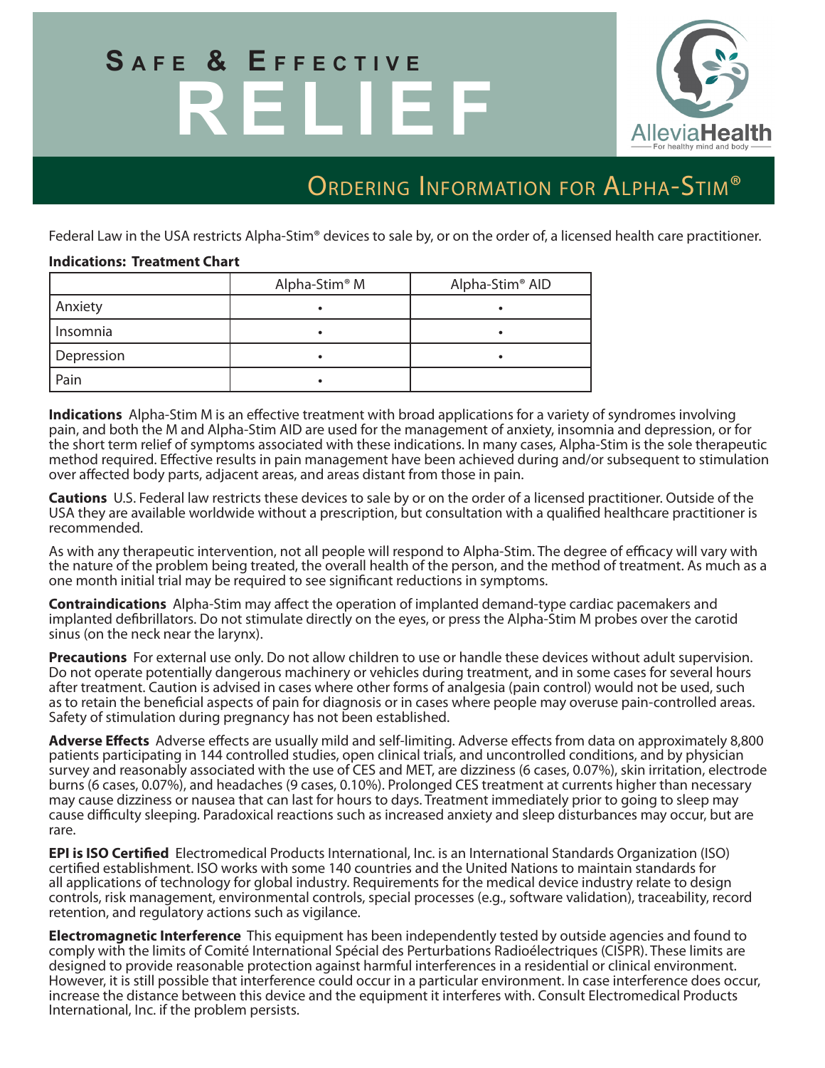# SAFE & EFFECTIVE RELIEF

AlleviaHealth
For healthy mind and body

## ORDERING INFORMATION FOR ALPHA-STIM®

Federal Law in the USA restricts Alpha-Stim® devices to sale by, or on the order of, a licensed health care practitioner.

**Indications: Treatment Chart**

| | Alpha-Stim® M | Alpha-Stim® AID |
|---|---|---|
| Anxiety | • | • |
| Insomnia | • | • |
| Depression | • | • |
| Pain | • | |

**Indications** Alpha-Stim M is an effective treatment with broad applications for a variety of syndromes involving pain, and both the M and Alpha-Stim AID are used for the management of anxiety, insomnia and depression, or for the short term relief of symptoms associated with these indications. In many cases, Alpha-Stim is the sole therapeutic method required. Effective results in pain management have been achieved during and/or subsequent to stimulation over affected body parts, adjacent areas, and areas distant from those in pain.

**Cautions** U.S. Federal law restricts these devices to sale by or on the order of a licensed practitioner. Outside of the USA they are available worldwide without a prescription, but consultation with a qualified healthcare practitioner is recommended.

As with any therapeutic intervention, not all people will respond to Alpha-Stim. The degree of efficacy will vary with the nature of the problem being treated, the overall health of the person, and the method of treatment. As much as a one month initial trial may be required to see significant reductions in symptoms.

**Contraindications** Alpha-Stim may affect the operation of implanted demand-type cardiac pacemakers and implanted defibrillators. Do not stimulate directly on the eyes, or press the Alpha-Stim M probes over the carotid sinus (on the neck near the larynx).

**Precautions** For external use only. Do not allow children to use or handle these devices without adult supervision. Do not operate potentially dangerous machinery or vehicles during treatment, and in some cases for several hours after treatment. Caution is advised in cases where other forms of analgesia (pain control) would not be used, such as to retain the beneficial aspects of pain for diagnosis or in cases where people may overuse pain-controlled areas. Safety of stimulation during pregnancy has not been established.

**Adverse Effects** Adverse effects are usually mild and self-limiting. Adverse effects from data on approximately 8,800 patients participating in 144 controlled studies, open clinical trials, and uncontrolled conditions, and by physician survey and reasonably associated with the use of CES and MET, are dizziness (6 cases, 0.07%), skin irritation, electrode burns (6 cases, 0.07%), and headaches (9 cases, 0.10%). Prolonged CES treatment at currents higher than necessary may cause dizziness or nausea that can last for hours to days. Treatment immediately prior to going to sleep may cause difficulty sleeping. Paradoxical reactions such as increased anxiety and sleep disturbances may occur, but are rare.

**EPI is ISO Certified** Electromedical Products International, Inc. is an International Standards Organization (ISO) certified establishment. ISO works with some 140 countries and the United Nations to maintain standards for all applications of technology for global industry. Requirements for the medical device industry relate to design controls, risk management, environmental controls, special processes (e.g., software validation), traceability, record retention, and regulatory actions such as vigilance.

**Electromagnetic Interference** This equipment has been independently tested by outside agencies and found to comply with the limits of Comité International Spécial des Perturbations Radioélectriques (CISPR). These limits are designed to provide reasonable protection against harmful interferences in a residential or clinical environment. However, it is still possible that interference could occur in a particular environment. In case interference does occur, increase the distance between this device and the equipment it interferes with. Consult Electromedical Products International, Inc. if the problem persists.